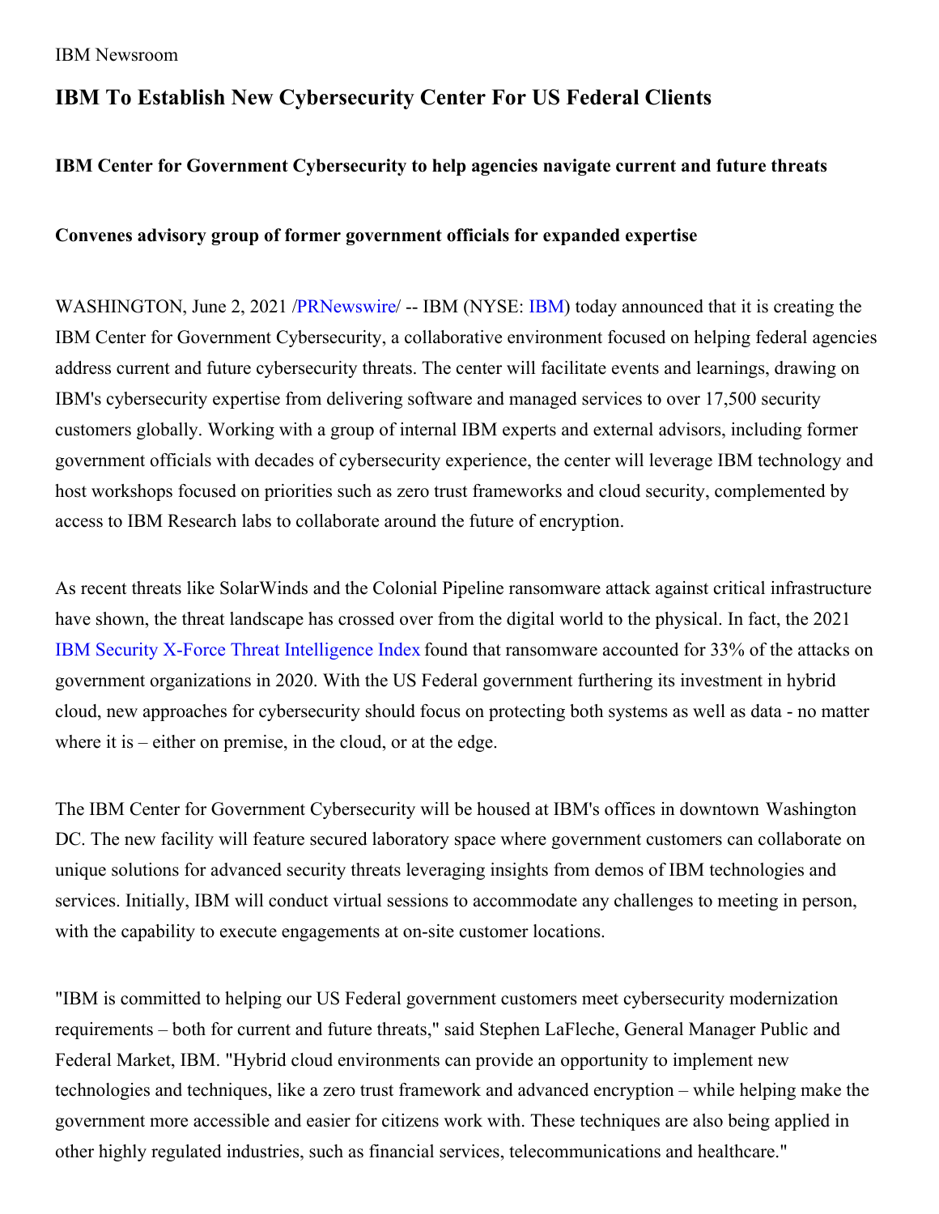IBM Newsroom

# IBM To Establish New Cybersecurity Center For US Federal Clients

### IBM Center for Government Cybersecurity to help agencies navigate current and future threats

### Convenes advisory group of former government officials for expanded expertise

WASHINGTON, June 2, 2021 /PRNewswire/ -- IBM (NYSE: IBM) today announced that it is creating the IBM Center for Government Cybersecurity, a collaborative environment focused on helping federal agencies address current and future cybersecurity threats. The center will facilitate events and learnings, drawing on IBM's cybersecurity expertise from delivering software and managed services to over 17,500 security customers globally. Working with a group of internal IBM experts and external advisors, including former government officials with decades of cybersecurity experience, the center will leverage IBM technology and host workshops focused on priorities such as zero trust frameworks and cloud security, complemented by access to IBM Research labs to collaborate around the future of encryption.

As recent threats like SolarWinds and the Colonial Pipeline ransomware attack against critical infrastructure have shown, the threat landscape has crossed over from the digital world to the physical. In fact, the 2021 IBM Security X-Force Threat Intelligence Index found that ransomware accounted for 33% of the attacks on government organizations in 2020. With the US Federal government furthering its investment in hybrid cloud, new approaches for cybersecurity should focus on protecting both systems as well as data - no matter where it is – either on premise, in the cloud, or at the edge.

The IBM Center for Government Cybersecurity will be housed at IBM's offices in downtown Washington DC. The new facility will feature secured laboratory space where government customers can collaborate on unique solutions for advanced security threats leveraging insights from demos of IBM technologies and services. Initially, IBM will conduct virtual sessions to accommodate any challenges to meeting in person, with the capability to execute engagements at on-site customer locations.

"IBM is committed to helping our US Federal government customers meet cybersecurity modernization requirements – both for current and future threats," said Stephen LaFleche, General Manager Public and Federal Market, IBM. "Hybrid cloud environments can provide an opportunity to implement new technologies and techniques, like a zero trust framework and advanced encryption – while helping make the government more accessible and easier for citizens work with. These techniques are also being applied in other highly regulated industries, such as financial services, telecommunications and healthcare."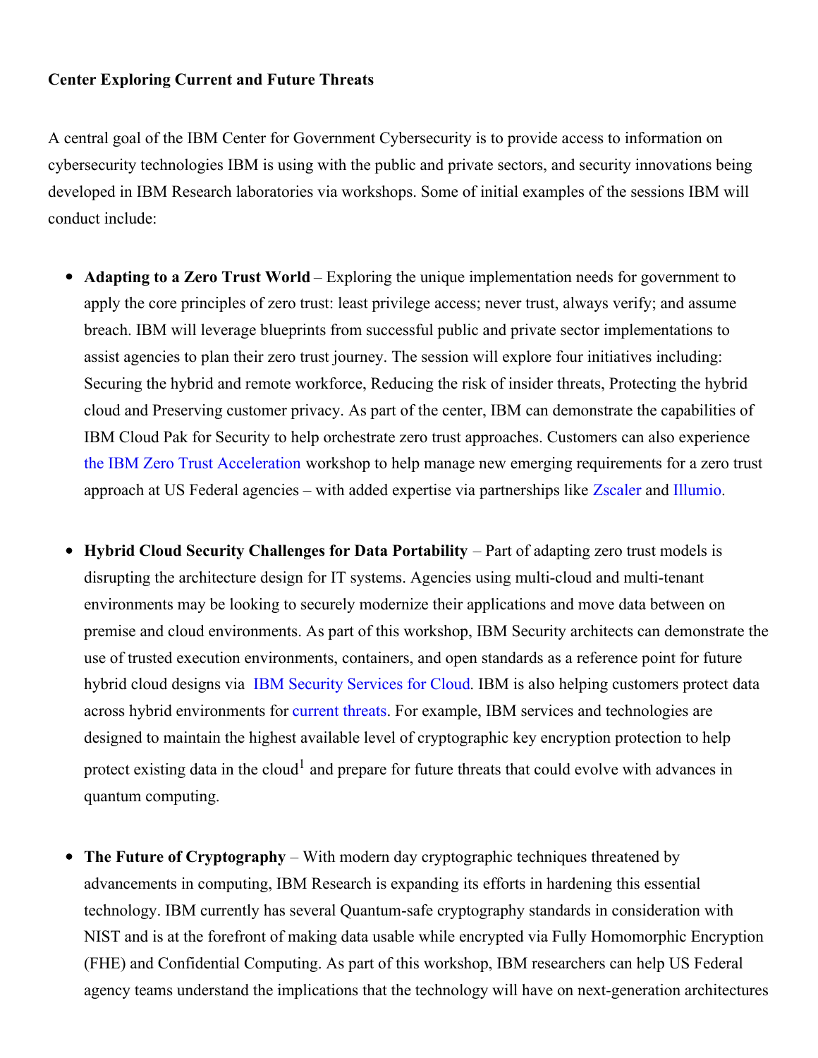**Center Exploring Current and Future Threats**

A central goal of the IBM Center for Government Cybersecurity is to provide access to information on cybersecurity technologies IBM is using with the public and private sectors, and security innovations being developed in IBM Research laboratories via workshops. Some of initial examples of the sessions IBM will conduct include:

- **Adapting to a Zero Trust World** – Exploring the unique implementation needs for government to apply the core principles of zero trust: least privilege access; never trust, always verify; and assume breach. IBM will leverage blueprints from successful public and private sector implementations to assist agencies to plan their zero trust journey. The session will explore four initiatives including: Securing the hybrid and remote workforce, Reducing the risk of insider threats, Protecting the hybrid cloud and Preserving customer privacy. As part of the center, IBM can demonstrate the capabilities of IBM Cloud Pak for Security to help orchestrate zero trust approaches. Customers can also experience the IBM Zero Trust Acceleration workshop to help manage new emerging requirements for a zero trust approach at US Federal agencies – with added expertise via partnerships like Zscaler and Illumio.

- **Hybrid Cloud Security Challenges for Data Portability** – Part of adapting zero trust models is disrupting the architecture design for IT systems. Agencies using multi-cloud and multi-tenant environments may be looking to securely modernize their applications and move data between on premise and cloud environments. As part of this workshop, IBM Security architects can demonstrate the use of trusted execution environments, containers, and open standards as a reference point for future hybrid cloud designs via IBM Security Services for Cloud. IBM is also helping customers protect data across hybrid environments for current threats. For example, IBM services and technologies are designed to maintain the highest available level of cryptographic key encryption protection to help protect existing data in the cloud[1] and prepare for future threats that could evolve with advances in quantum computing.

- **The Future of Cryptography** – With modern day cryptographic techniques threatened by advancements in computing, IBM Research is expanding its efforts in hardening this essential technology. IBM currently has several Quantum-safe cryptography standards in consideration with NIST and is at the forefront of making data usable while encrypted via Fully Homomorphic Encryption (FHE) and Confidential Computing. As part of this workshop, IBM researchers can help US Federal agency teams understand the implications that the technology will have on next-generation architectures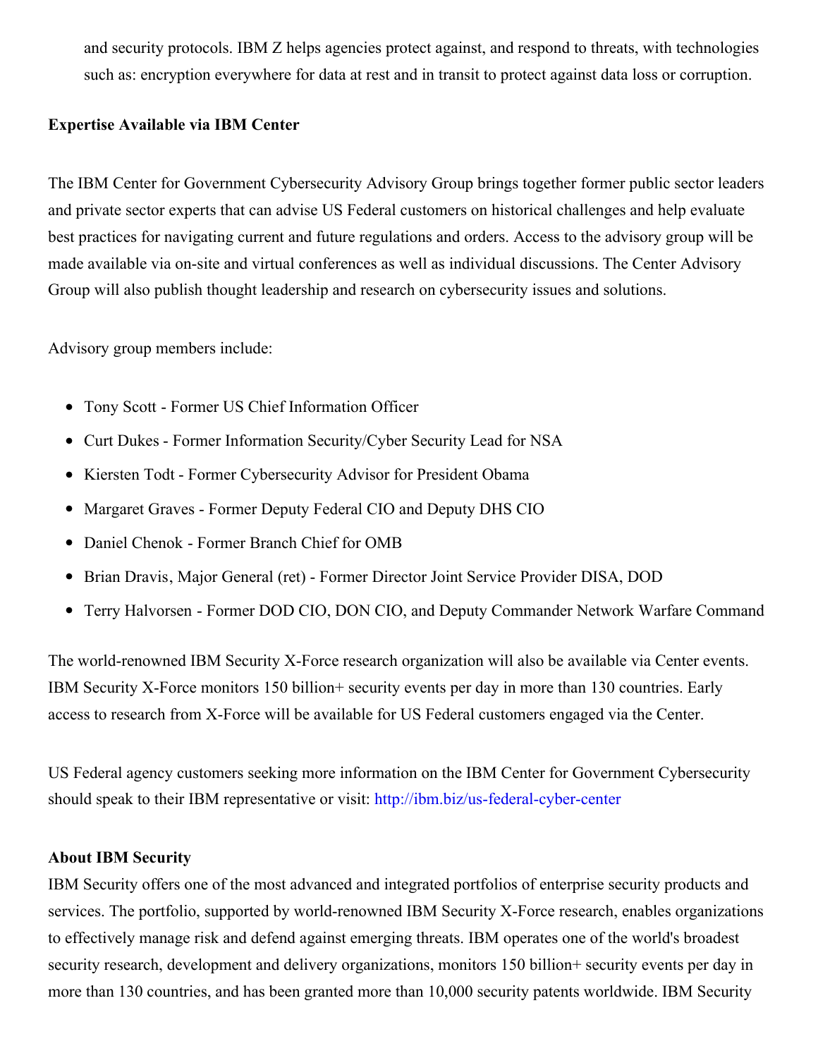and security protocols. IBM Z helps agencies protect against, and respond to threats, with technologies such as: encryption everywhere for data at rest and in transit to protect against data loss or corruption.

**Expertise Available via IBM Center**

The IBM Center for Government Cybersecurity Advisory Group brings together former public sector leaders and private sector experts that can advise US Federal customers on historical challenges and help evaluate best practices for navigating current and future regulations and orders. Access to the advisory group will be made available via on-site and virtual conferences as well as individual discussions. The Center Advisory Group will also publish thought leadership and research on cybersecurity issues and solutions.

Advisory group members include:

- Tony Scott - Former US Chief Information Officer
- Curt Dukes - Former Information Security/Cyber Security Lead for NSA
- Kiersten Todt - Former Cybersecurity Advisor for President Obama
- Margaret Graves - Former Deputy Federal CIO and Deputy DHS CIO
- Daniel Chenok - Former Branch Chief for OMB
- Brian Dravis, Major General (ret) - Former Director Joint Service Provider DISA, DOD
- Terry Halvorsen - Former DOD CIO, DON CIO, and Deputy Commander Network Warfare Command

The world-renowned IBM Security X-Force research organization will also be available via Center events. IBM Security X-Force monitors 150 billion+ security events per day in more than 130 countries. Early access to research from X-Force will be available for US Federal customers engaged via the Center.

US Federal agency customers seeking more information on the IBM Center for Government Cybersecurity should speak to their IBM representative or visit: [http://ibm.biz/us-federal-cyber-center](http://ibm.biz/us-federal-cyber-center)

**About IBM Security**

IBM Security offers one of the most advanced and integrated portfolios of enterprise security products and services. The portfolio, supported by world-renowned IBM Security X-Force research, enables organizations to effectively manage risk and defend against emerging threats. IBM operates one of the world's broadest security research, development and delivery organizations, monitors 150 billion+ security events per day in more than 130 countries, and has been granted more than 10,000 security patents worldwide. IBM Security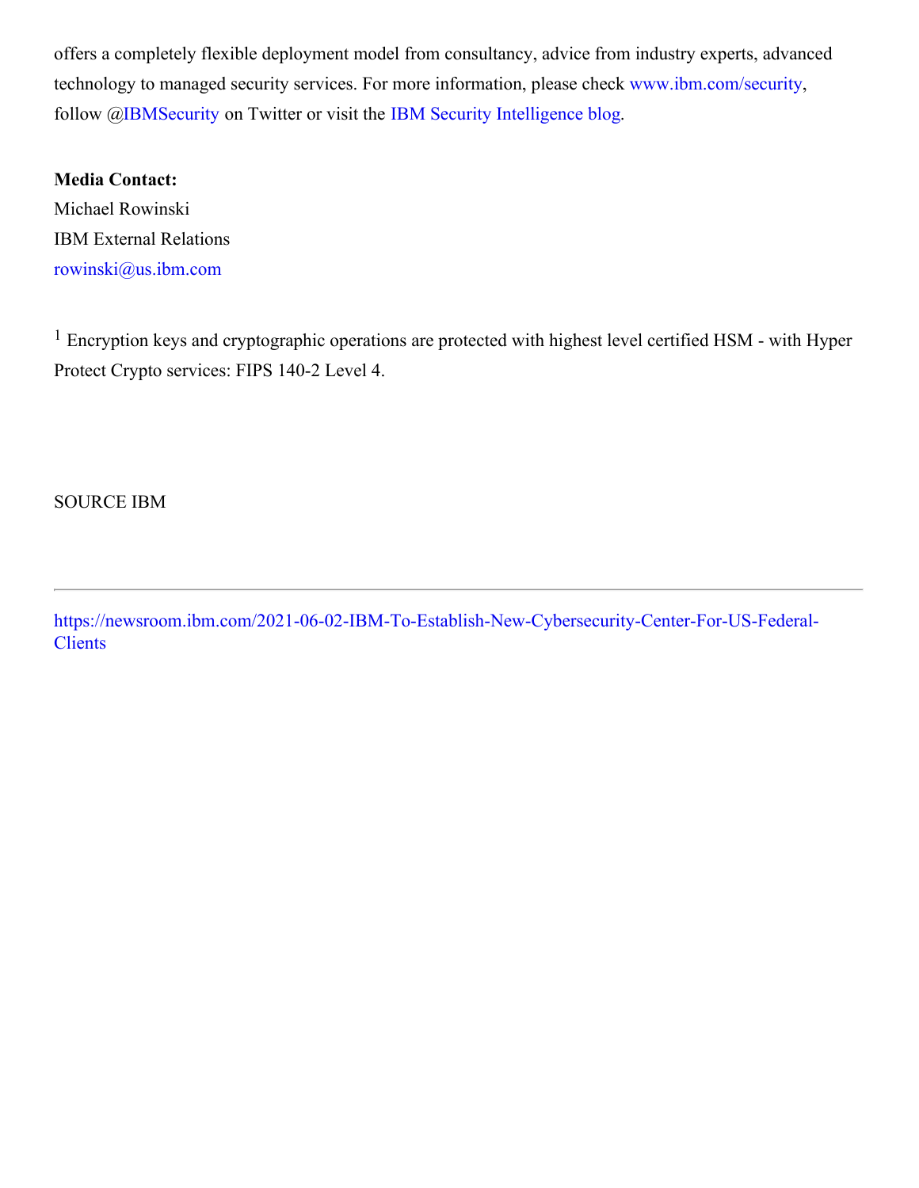offers a completely flexible deployment model from consultancy, advice from industry experts, advanced technology to managed security services. For more information, please check www.ibm.com/security, follow @IBMSecurity on Twitter or visit the IBM Security Intelligence blog.

**Media Contact:**
Michael Rowinski
IBM External Relations
rowinski@us.ibm.com

[1] Encryption keys and cryptographic operations are protected with highest level certified HSM - with Hyper Protect Crypto services: FIPS 140-2 Level 4.

SOURCE IBM

---

https://newsroom.ibm.com/2021-06-02-IBM-To-Establish-New-Cybersecurity-Center-For-US-Federal-Clients